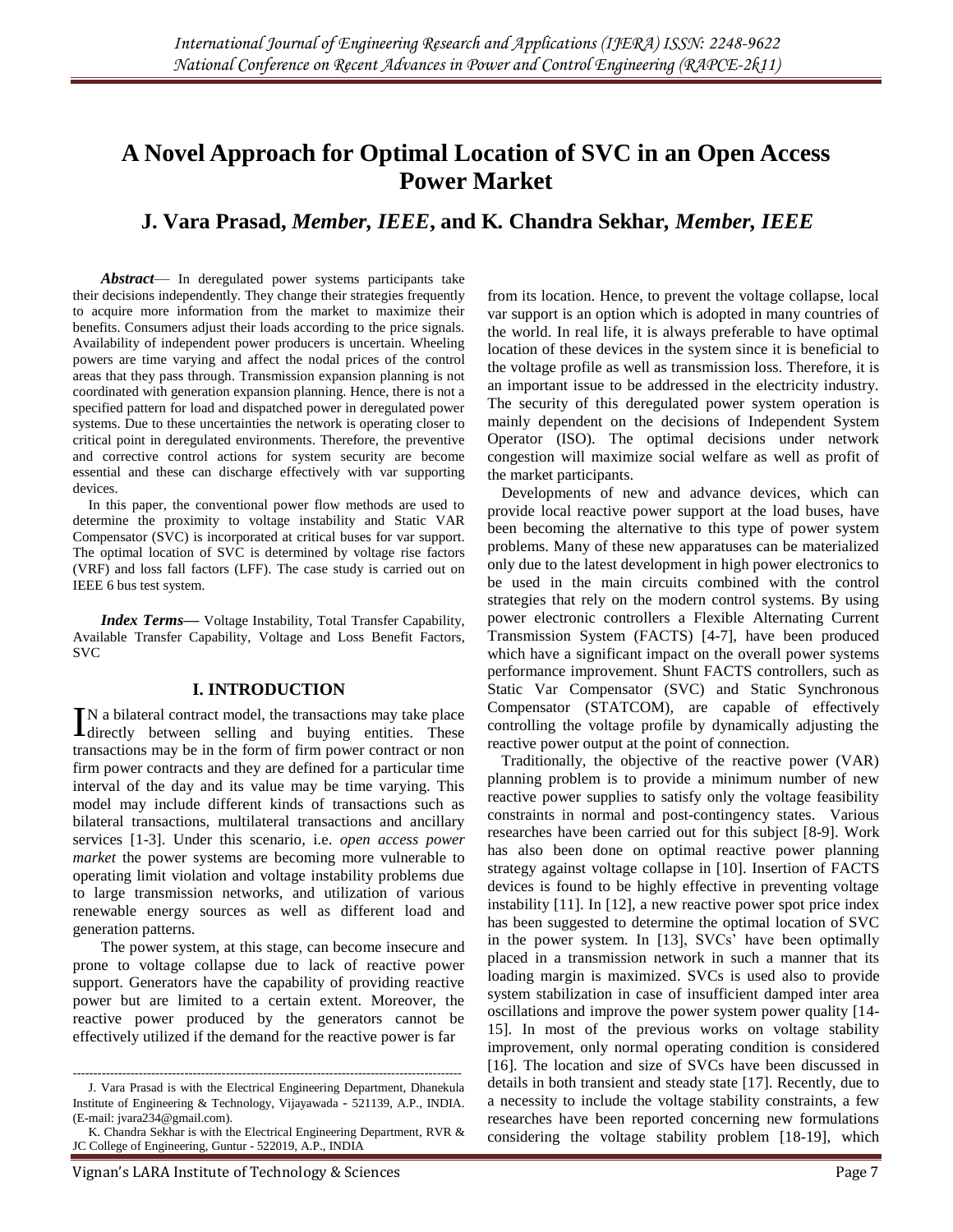# A Novel Approach for Optimal Location of SVC in an Open Access Power Market

## J. Vara Prasad, *Member, IEEE*, and K. Chandra Sekhar, *Member, IEEE*

***Abstract*****—** In deregulated power systems participants take their decisions independently. They change their strategies frequently to acquire more information from the market to maximize their benefits. Consumers adjust their loads according to the price signals. Availability of independent power producers is uncertain. Wheeling powers are time varying and affect the nodal prices of the control areas that they pass through. Transmission expansion planning is not coordinated with generation expansion planning. Hence, there is not a specified pattern for load and dispatched power in deregulated power systems. Due to these uncertainties the network is operating closer to critical point in deregulated environments. Therefore, the preventive and corrective control actions for system security are become essential and these can discharge effectively with var supporting devices.

In this paper, the conventional power flow methods are used to determine the proximity to voltage instability and Static VAR Compensator (SVC) is incorporated at critical buses for var support. The optimal location of SVC is determined by voltage rise factors (VRF) and loss fall factors (LFF). The case study is carried out on IEEE 6 bus test system.

***Index Terms*****—** Voltage Instability, Total Transfer Capability, Available Transfer Capability, Voltage and Loss Benefit Factors, SVC

## I. INTRODUCTION

IN a bilateral contract model, the transactions may take place directly between selling and buying entities. These transactions may be in the form of firm power contract or non firm power contracts and they are defined for a particular time interval of the day and its value may be time varying. This model may include different kinds of transactions such as bilateral transactions, multilateral transactions and ancillary services [1-3]. Under this scenario, i.e. *open access power market* the power systems are becoming more vulnerable to operating limit violation and voltage instability problems due to large transmission networks, and utilization of various renewable energy sources as well as different load and generation patterns.

The power system, at this stage, can become insecure and prone to voltage collapse due to lack of reactive power support. Generators have the capability of providing reactive power but are limited to a certain extent. Moreover, the reactive power produced by the generators cannot be effectively utilized if the demand for the reactive power is far from its location. Hence, to prevent the voltage collapse, local var support is an option which is adopted in many countries of the world. In real life, it is always preferable to have optimal location of these devices in the system since it is beneficial to the voltage profile as well as transmission loss. Therefore, it is an important issue to be addressed in the electricity industry. The security of this deregulated power system operation is mainly dependent on the decisions of Independent System Operator (ISO). The optimal decisions under network congestion will maximize social welfare as well as profit of the market participants.

Developments of new and advance devices, which can provide local reactive power support at the load buses, have been becoming the alternative to this type of power system problems. Many of these new apparatuses can be materialized only due to the latest development in high power electronics to be used in the main circuits combined with the control strategies that rely on the modern control systems. By using power electronic controllers a Flexible Alternating Current Transmission System (FACTS) [4-7], have been produced which have a significant impact on the overall power systems performance improvement. Shunt FACTS controllers, such as Static Var Compensator (SVC) and Static Synchronous Compensator (STATCOM), are capable of effectively controlling the voltage profile by dynamically adjusting the reactive power output at the point of connection.

Traditionally, the objective of the reactive power (VAR) planning problem is to provide a minimum number of new reactive power supplies to satisfy only the voltage feasibility constraints in normal and post-contingency states. Various researches have been carried out for this subject [8-9]. Work has also been done on optimal reactive power planning strategy against voltage collapse in [10]. Insertion of FACTS devices is found to be highly effective in preventing voltage instability [11]. In [12], a new reactive power spot price index has been suggested to determine the optimal location of SVC in the power system. In [13], SVCs' have been optimally placed in a transmission network in such a manner that its loading margin is maximized. SVCs is used also to provide system stabilization in case of insufficient damped inter area oscillations and improve the power system power quality [14-15]. In most of the previous works on voltage stability improvement, only normal operating condition is considered [16]. The location and size of SVCs have been discussed in details in both transient and steady state [17]. Recently, due to a necessity to include the voltage stability constraints, a few researches have been reported concerning new formulations considering the voltage stability problem [18-19], which

---

J. Vara Prasad is with the Electrical Engineering Department, Dhanekula Institute of Engineering & Technology, Vijayawada - 521139, A.P., INDIA. (E-mail: jvara234@gmail.com).

K. Chandra Sekhar is with the Electrical Engineering Department, RVR & JC College of Engineering, Guntur - 522019, A.P., INDIA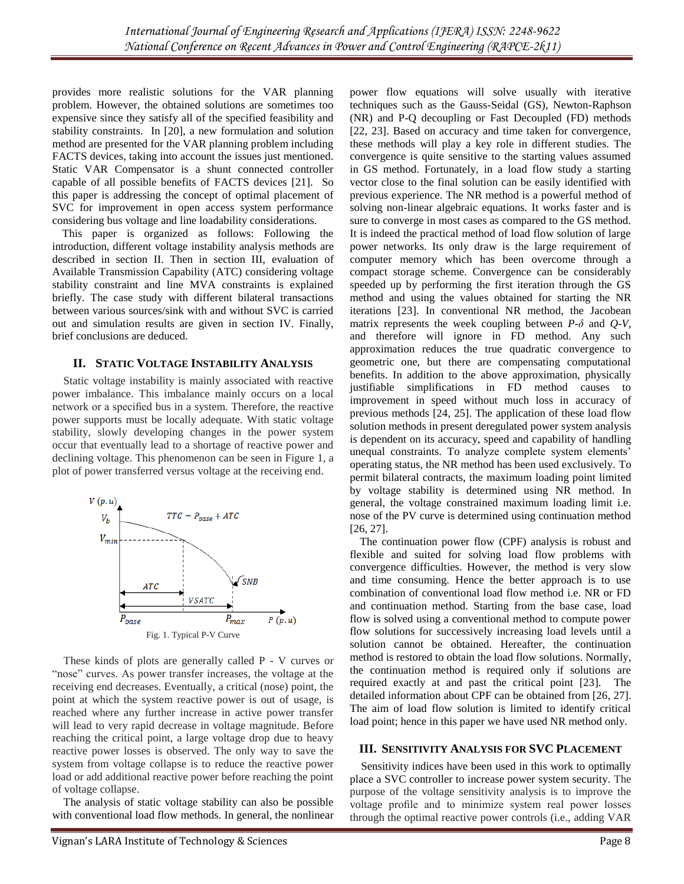provides more realistic solutions for the VAR planning problem. However, the obtained solutions are sometimes too expensive since they satisfy all of the specified feasibility and stability constraints. In [20], a new formulation and solution method are presented for the VAR planning problem including FACTS devices, taking into account the issues just mentioned. Static VAR Compensator is a shunt connected controller capable of all possible benefits of FACTS devices [21]. So this paper is addressing the concept of optimal placement of SVC for improvement in open access system performance considering bus voltage and line loadability considerations.

This paper is organized as follows: Following the introduction, different voltage instability analysis methods are described in section II. Then in section III, evaluation of Available Transmission Capability (ATC) considering voltage stability constraint and line MVA constraints is explained briefly. The case study with different bilateral transactions between various sources/sink with and without SVC is carried out and simulation results are given in section IV. Finally, brief conclusions are deduced.

## II. Static Voltage Instability Analysis

Static voltage instability is mainly associated with reactive power imbalance. This imbalance mainly occurs on a local network or a specified bus in a system. Therefore, the reactive power supports must be locally adequate. With static voltage stability, slowly developing changes in the power system occur that eventually lead to a shortage of reactive power and declining voltage. This phenomenon can be seen in Figure 1, a plot of power transferred versus voltage at the receiving end.

Fig. 1. Typical P-V Curve

These kinds of plots are generally called P - V curves or "nose" curves. As power transfer increases, the voltage at the receiving end decreases. Eventually, a critical (nose) point, the point at which the system reactive power is out of usage, is reached where any further increase in active power transfer will lead to very rapid decrease in voltage magnitude. Before reaching the critical point, a large voltage drop due to heavy reactive power losses is observed. The only way to save the system from voltage collapse is to reduce the reactive power load or add additional reactive power before reaching the point of voltage collapse.

The analysis of static voltage stability can also be possible with conventional load flow methods. In general, the nonlinear power flow equations will solve usually with iterative techniques such as the Gauss-Seidal (GS), Newton-Raphson (NR) and P-Q decoupling or Fast Decoupled (FD) methods [22, 23]. Based on accuracy and time taken for convergence, these methods will play a key role in different studies. The convergence is quite sensitive to the starting values assumed in GS method. Fortunately, in a load flow study a starting vector close to the final solution can be easily identified with previous experience. The NR method is a powerful method of solving non-linear algebraic equations. It works faster and is sure to converge in most cases as compared to the GS method. It is indeed the practical method of load flow solution of large power networks. Its only draw is the large requirement of computer memory which has been overcome through a compact storage scheme. Convergence can be considerably speeded up by performing the first iteration through the GS method and using the values obtained for starting the NR iterations [23]. In conventional NR method, the Jacobean matrix represents the week coupling between $P$-$\delta$ and $Q$-$V$, and therefore will ignore in FD method. Any such approximation reduces the true quadratic convergence to geometric one, but there are compensating computational benefits. In addition to the above approximation, physically justifiable simplifications in FD method causes to improvement in speed without much loss in accuracy of previous methods [24, 25]. The application of these load flow solution methods in present deregulated power system analysis is dependent on its accuracy, speed and capability of handling unequal constraints. To analyze complete system elements' operating status, the NR method has been used exclusively. To permit bilateral contracts, the maximum loading point limited by voltage stability is determined using NR method. In general, the voltage constrained maximum loading limit i.e. nose of the PV curve is determined using continuation method [26, 27].

The continuation power flow (CPF) analysis is robust and flexible and suited for solving load flow problems with convergence difficulties. However, the method is very slow and time consuming. Hence the better approach is to use combination of conventional load flow method i.e. NR or FD and continuation method. Starting from the base case, load flow is solved using a conventional method to compute power flow solutions for successively increasing load levels until a solution cannot be obtained. Hereafter, the continuation method is restored to obtain the load flow solutions. Normally, the continuation method is required only if solutions are required exactly at and past the critical point [23]. The detailed information about CPF can be obtained from [26, 27]. The aim of load flow solution is limited to identify critical load point; hence in this paper we have used NR method only.

## III. Sensitivity Analysis for SVC Placement

Sensitivity indices have been used in this work to optimally place a SVC controller to increase power system security. The purpose of the voltage sensitivity analysis is to improve the voltage profile and to minimize system real power losses through the optimal reactive power controls (i.e., adding VAR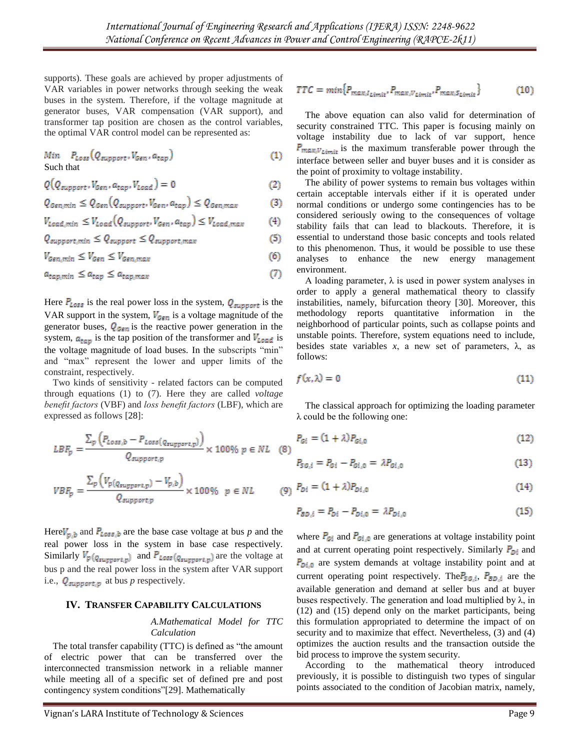supports). These goals are achieved by proper adjustments of VAR variables in power networks through seeking the weak buses in the system. Therefore, if the voltage magnitude at generator buses, VAR compensation (VAR support), and transformer tap position are chosen as the control variables, the optimal VAR control model can be represented as:

$$Min \quad P_{Loss}\left(Q_{support}, V_{Gen}, a_{tap}\right) \tag{1}$$

Such that

$$Q\left(Q_{support}, V_{Gen}, a_{tap}, V_{Load}\right) = 0 \tag{2}$$

$$Q_{Gen,min} \leq Q_{Gen}\left(Q_{support}, V_{Gen}, a_{tap}\right) \leq Q_{Gen,max} \tag{3}$$

$$V_{Load,min} \leq V_{Load}\left(Q_{support}, V_{Gen}, a_{tap}\right) \leq V_{Load,max} \tag{4}$$

$$Q_{support,min} \leq Q_{support} \leq Q_{support,max} \tag{5}$$

$$V_{Gen,min} \leq V_{Gen} \leq V_{Gen,max} \tag{6}$$

$$a_{tap,min} \leq a_{tap} \leq a_{tap,max} \tag{7}$$

Here $P_{Loss}$ is the real power loss in the system, $Q_{support}$ is the VAR support in the system, $V_{Gen}$ is a voltage magnitude of the generator buses, $Q_{Gen}$ is the reactive power generation in the system, $a_{tap}$ is the tap position of the transformer and $V_{Load}$ is the voltage magnitude of load buses. In the subscripts "min" and "max" represent the lower and upper limits of the constraint, respectively.

Two kinds of sensitivity - related factors can be computed through equations (1) to (7). Here they are called *voltage benefit factors* (VBF) and *loss benefit factors* (LBF), which are expressed as follows [28]:

$$LBF_p = \frac{\sum_p \left(P_{Loss,b} - P_{Loss(Q_{support,p})}\right)}{Q_{support,p}} \times 100\% \quad p \in NL \tag{8}$$

$$VBF_p = \frac{\sum_p \left(V_{p(Q_{support,p})} - V_{p,b}\right)}{Q_{support,p}} \times 100\% \quad p \in NL \tag{9}$$

Here $V_{p,b}$ and $P_{Loss,b}$ are the base case voltage at bus *p* and the real power loss in the system in base case respectively. Similarly $V_{p(Q_{support,p})}$ and $P_{Loss(Q_{support,p})}$ are the voltage at bus p and the real power loss in the system after VAR support i.e., $Q_{support,p}$ at bus *p* respectively.

## IV. Transfer Capability Calculations

### *A. Mathematical Model for TTC Calculation*

The total transfer capability (TTC) is defined as "the amount of electric power that can be transferred over the interconnected transmission network in a reliable manner while meeting all of a specific set of defined pre and post contingency system conditions"[29]. Mathematically

$$TTC = min\left\{P_{max,I_{Limit}}, P_{max,V_{Limit}}, P_{max,S_{Limit}}\right\} \tag{10}$$

The above equation can also valid for determination of security constrained TTC. This paper is focusing mainly on voltage instability due to lack of var support, hence $P_{max,V_{Limit}}$ is the maximum transferable power through the interface between seller and buyer buses and it is consider as the point of proximity to voltage instability.

The ability of power systems to remain bus voltages within certain acceptable intervals either if it is operated under normal conditions or undergo some contingencies has to be considered seriously owing to the consequences of voltage stability fails that can lead to blackouts. Therefore, it is essential to understand those basic concepts and tools related to this phenomenon. Thus, it would be possible to use these analyses to enhance the new energy management environment.

A loading parameter, λ is used in power system analyses in order to apply a general mathematical theory to classify instabilities, namely, bifurcation theory [30]. Moreover, this methodology reports quantitative information in the neighborhood of particular points, such as collapse points and unstable points. Therefore, system equations need to include, besides state variables *x*, a new set of parameters, λ, as follows:

$$f(x, \lambda) = 0 \tag{11}$$

The classical approach for optimizing the loading parameter λ could be the following one:

$$P_{Gi} = (1 + \lambda)P_{Gi,0} \tag{12}$$

$$P_{SG,i} = P_{Gi} - P_{Gi,0} = \lambda P_{Gi,0} \tag{13}$$

$$P_{Di} = (1 + \lambda)P_{Di,0} \tag{14}$$

$$P_{BD,i} = P_{Di} - P_{Di,0} = \lambda P_{Di,0} \tag{15}$$

where $P_{Gi}$ and $P_{Gi,0}$ are generations at voltage instability point and at current operating point respectively. Similarly $P_{Di}$ and $P_{Di,0}$ are system demands at voltage instability point and at current operating point respectively. The $P_{SG,i}$, $P_{BD,i}$ are the available generation and demand at seller bus and at buyer buses respectively. The generation and load multiplied by λ, in (12) and (15) depend only on the market participants, being this formulation appropriated to determine the impact of on security and to maximize that effect. Nevertheless, (3) and (4) optimizes the auction results and the transaction outside the bid process to improve the system security.

According to the mathematical theory introduced previously, it is possible to distinguish two types of singular points associated to the condition of Jacobian matrix, namely,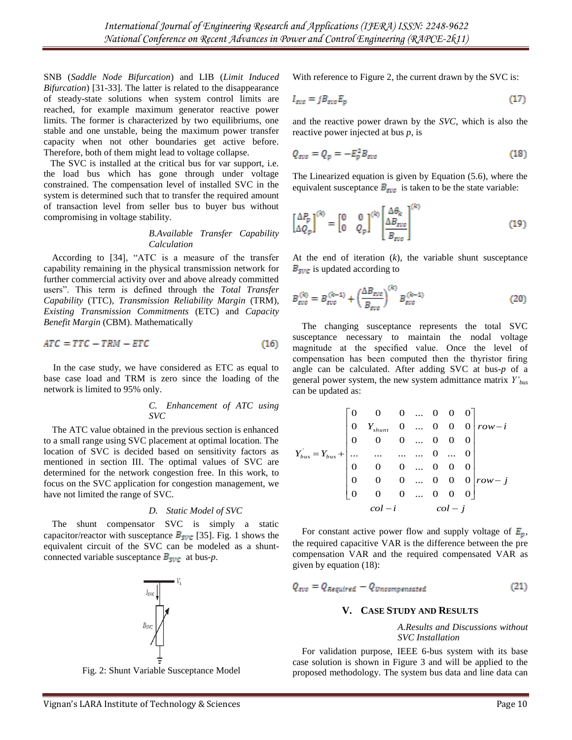SNB (*Saddle Node Bifurcation*) and LIB (*Limit Induced Bifurcation*) [31-33]. The latter is related to the disappearance of steady-state solutions when system control limits are reached, for example maximum generator reactive power limits. The former is characterized by two equilibriums, one stable and one unstable, being the maximum power transfer capacity when not other boundaries get active before. Therefore, both of them might lead to voltage collapse.

The SVC is installed at the critical bus for var support, i.e. the load bus which has gone through under voltage constrained. The compensation level of installed SVC in the system is determined such that to transfer the required amount of transaction level from seller bus to buyer bus without compromising in voltage stability.

### *B.Available Transfer Capability Calculation*

According to [34], "ATC is a measure of the transfer capability remaining in the physical transmission network for further commercial activity over and above already committed users". This term is defined through the *Total Transfer Capability* (TTC), *Transmission Reliability Margin* (TRM), *Existing Transmission Commitments* (ETC) and *Capacity Benefit Margin* (CBM). Mathematically

$$ATC = TTC - TRM - ETC \tag{16}$$

In the case study, we have considered as ETC as equal to base case load and TRM is zero since the loading of the network is limited to 95% only.

### *C. Enhancement of ATC using SVC*

The ATC value obtained in the previous section is enhanced to a small range using SVC placement at optimal location. The location of SVC is decided based on sensitivity factors as mentioned in section III. The optimal values of SVC are determined for the network congestion free. In this work, to focus on the SVC application for congestion management, we have not limited the range of SVC.

### *D. Static Model of SVC*

The shunt compensator SVC is simply a static capacitor/reactor with susceptance $B_{SVC}$ [35]. Fig. 1 shows the equivalent circuit of the SVC can be modeled as a shunt-connected variable susceptance $B_{SVC}$ at bus-*p*.

Fig. 2: Shunt Variable Susceptance Model

With reference to Figure 2, the current drawn by the SVC is:

$$I_{svc} = jB_{svc}E_p \tag{17}$$

and the reactive power drawn by the *SVC*, which is also the reactive power injected at bus *p*, is

$$Q_{svc} = Q_p = -E_p^2 B_{svc} \tag{18}$$

The Linearized equation is given by Equation (5.6), where the equivalent susceptance $B_{svc}$ is taken to be the state variable:

$$\begin{bmatrix} \Delta P_p \\ \Delta Q_p \end{bmatrix}^{(k)} = \begin{bmatrix} 0 & 0 \\ 0 & Q_p \end{bmatrix}^{(k)} \begin{bmatrix} \Delta\theta_k \\ \dfrac{\Delta B_{svc}}{B_{svc}} \end{bmatrix}^{(k)} \tag{19}$$

At the end of iteration (*k*), the variable shunt susceptance $B_{SVC}$ is updated according to

$$B_{svc}^{(k)} = B_{svc}^{(k-1)} + \left(\frac{\Delta B_{svc}}{B_{svc}}\right)^{(k)} B_{svc}^{(k-1)} \tag{20}$$

The changing susceptance represents the total SVC susceptance necessary to maintain the nodal voltage magnitude at the specified value. Once the level of compensation has been computed then the thyristor firing angle can be calculated. After adding SVC at bus-*p* of a general power system, the new system admittance matrix $Y'_{bus}$ can be updated as:

$$Y'_{bus} = Y_{bus} + \begin{bmatrix} 0 & 0 & 0 & \dots & 0 & 0 & 0 \\ 0 & Y_{shunt} & 0 & \dots & 0 & 0 & 0 \\ 0 & 0 & 0 & \dots & 0 & 0 & 0 \\ \dots & \dots & \dots & \dots & 0 & \dots & 0 \\ 0 & 0 & 0 & \dots & 0 & 0 & 0 \\ 0 & 0 & 0 & \dots & 0 & 0 & 0 \\ 0 & 0 & 0 & \dots & 0 & 0 & 0 \end{bmatrix} \begin{matrix} \\ row-i \\ \\ \\ \\ row-j \\ \\ \end{matrix}$$

$$\qquad\qquad col-i \qquad\qquad col-j$$

For constant active power flow and supply voltage of $E_p$, the required capacitive VAR is the difference between the pre compensation VAR and the required compensated VAR as given by equation (18):

$$Q_{svc} = Q_{Required} - Q_{Uncompensated} \tag{21}$$

## V. CASE STUDY AND RESULTS

### *A.Results and Discussions without SVC Installation*

For validation purpose, IEEE 6-bus system with its base case solution is shown in Figure 3 and will be applied to the proposed methodology. The system bus data and line data can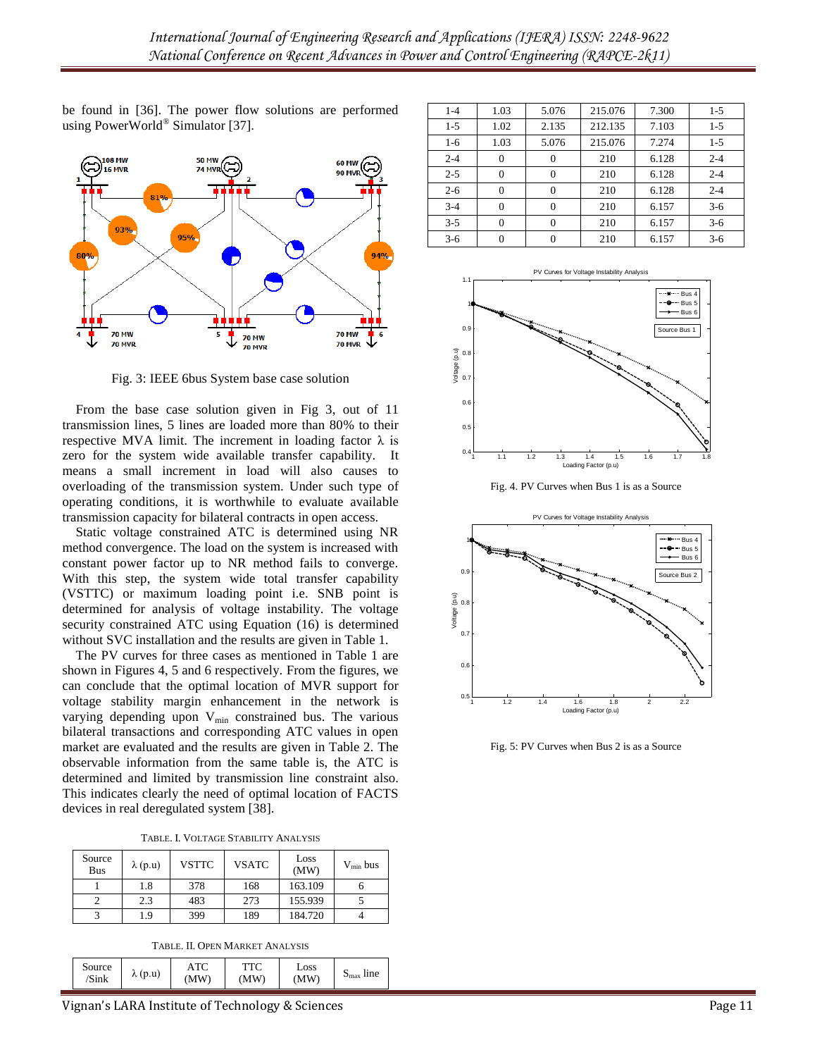be found in [36]. The power flow solutions are performed using PowerWorld® Simulator [37].

Fig. 3: IEEE 6bus System base case solution

From the base case solution given in Fig 3, out of 11 transmission lines, 5 lines are loaded more than 80% to their respective MVA limit. The increment in loading factor λ is zero for the system wide available transfer capability. It means a small increment in load will also causes to overloading of the transmission system. Under such type of operating conditions, it is worthwhile to evaluate available transmission capacity for bilateral contracts in open access.

Static voltage constrained ATC is determined using NR method convergence. The load on the system is increased with constant power factor up to NR method fails to converge. With this step, the system wide total transfer capability (VSTTC) or maximum loading point i.e. SNB point is determined for analysis of voltage instability. The voltage security constrained ATC using Equation (16) is determined without SVC installation and the results are given in Table 1.

The PV curves for three cases as mentioned in Table 1 are shown in Figures 4, 5 and 6 respectively. From the figures, we can conclude that the optimal location of MVR support for voltage stability margin enhancement in the network is varying depending upon $V_{min}$ constrained bus. The various bilateral transactions and corresponding ATC values in open market are evaluated and the results are given in Table 2. The observable information from the same table is, the ATC is determined and limited by transmission line constraint also. This indicates clearly the need of optimal location of FACTS devices in real deregulated system [38].

TABLE. I. VOLTAGE STABILITY ANALYSIS

| Source Bus | λ (p.u) | VSTTC | VSATC | Loss (MW) | $V_{min}$ bus |
|---|---|---|---|---|---|
| 1 | 1.8 | 378 | 168 | 163.109 | 6 |
| 2 | 2.3 | 483 | 273 | 155.939 | 5 |
| 3 | 1.9 | 399 | 189 | 184.720 | 4 |

TABLE. II. OPEN MARKET ANALYSIS

| Source /Sink | λ (p.u) | ATC (MW) | TTC (MW) | Loss (MW) | $S_{max}$ line |
|---|---|---|---|---|---|
| 1-4 | 1.03 | 5.076 | 215.076 | 7.300 | 1-5 |
| 1-5 | 1.02 | 2.135 | 212.135 | 7.103 | 1-5 |
| 1-6 | 1.03 | 5.076 | 215.076 | 7.274 | 1-5 |
| 2-4 | 0 | 0 | 210 | 6.128 | 2-4 |
| 2-5 | 0 | 0 | 210 | 6.128 | 2-4 |
| 2-6 | 0 | 0 | 210 | 6.128 | 2-4 |
| 3-4 | 0 | 0 | 210 | 6.157 | 3-6 |
| 3-5 | 0 | 0 | 210 | 6.157 | 3-6 |
| 3-6 | 0 | 0 | 210 | 6.157 | 3-6 |

Fig. 4. PV Curves when Bus 1 is as a Source

Fig. 5: PV Curves when Bus 2 is as a Source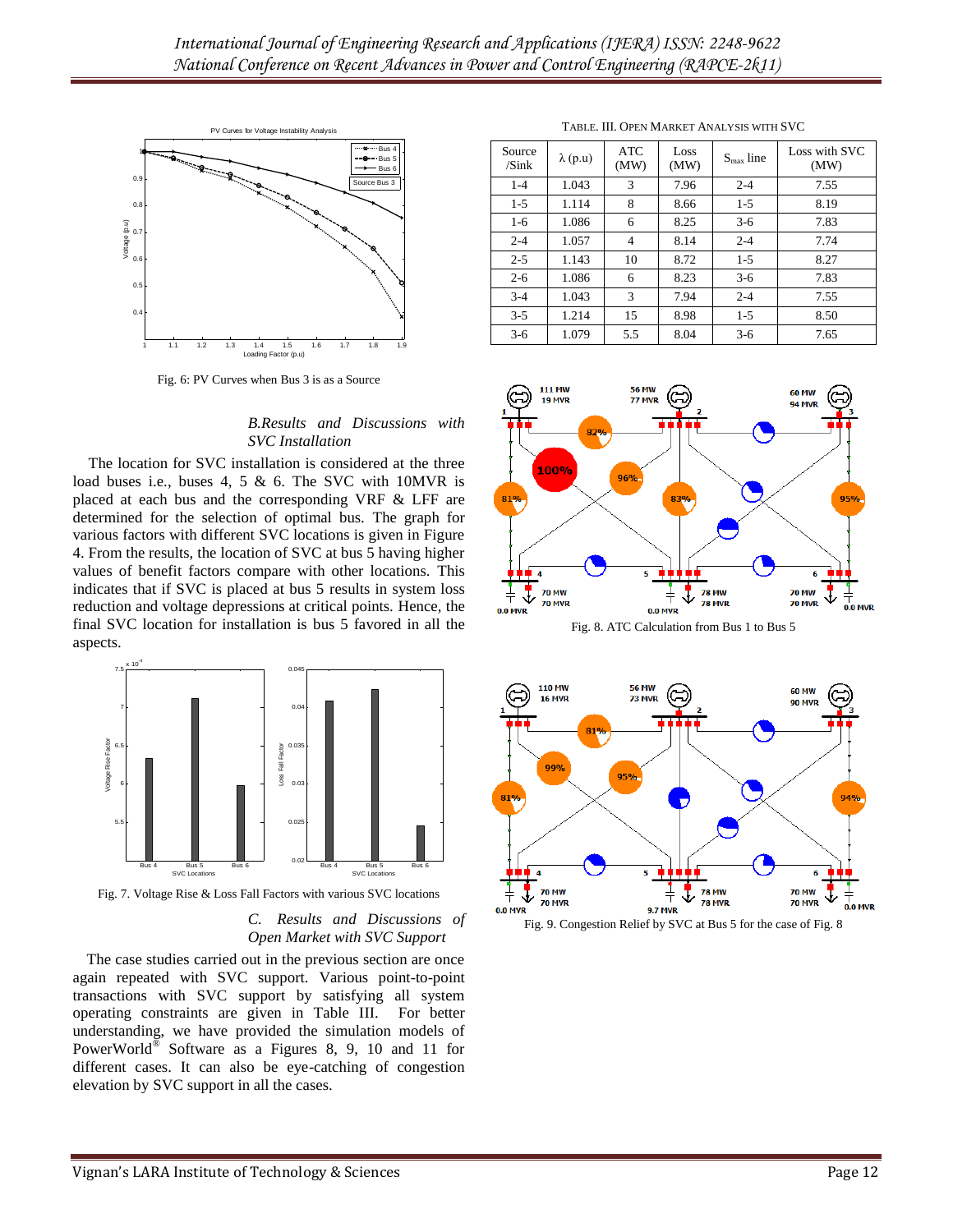Fig. 6: PV Curves when Bus 3 is as a Source

### B. Results and Discussions with SVC Installation

The location for SVC installation is considered at the three load buses i.e., buses 4, 5 & 6. The SVC with 10MVR is placed at each bus and the corresponding VRF & LFF are determined for the selection of optimal bus. The graph for various factors with different SVC locations is given in Figure 4. From the results, the location of SVC at bus 5 having higher values of benefit factors compare with other locations. This indicates that if SVC is placed at bus 5 results in system loss reduction and voltage depressions at critical points. Hence, the final SVC location for installation is bus 5 favored in all the aspects.

Fig. 7. Voltage Rise & Loss Fall Factors with various SVC locations

### C. Results and Discussions of Open Market with SVC Support

The case studies carried out in the previous section are once again repeated with SVC support. Various point-to-point transactions with SVC support by satisfying all system operating constraints are given in Table III. For better understanding, we have provided the simulation models of PowerWorld® Software as a Figures 8, 9, 10 and 11 for different cases. It can also be eye-catching of congestion elevation by SVC support in all the cases.

TABLE. III. OPEN MARKET ANALYSIS WITH SVC

| Source /Sink | λ (p.u) | ATC (MW) | Loss (MW) | $S_{max}$ line | Loss with SVC (MW) |
|---|---|---|---|---|---|
| 1-4 | 1.043 | 3 | 7.96 | 2-4 | 7.55 |
| 1-5 | 1.114 | 8 | 8.66 | 1-5 | 8.19 |
| 1-6 | 1.086 | 6 | 8.25 | 3-6 | 7.83 |
| 2-4 | 1.057 | 4 | 8.14 | 2-4 | 7.74 |
| 2-5 | 1.143 | 10 | 8.72 | 1-5 | 8.27 |
| 2-6 | 1.086 | 6 | 8.23 | 3-6 | 7.83 |
| 3-4 | 1.043 | 3 | 7.94 | 2-4 | 7.55 |
| 3-5 | 1.214 | 15 | 8.98 | 1-5 | 8.50 |
| 3-6 | 1.079 | 5.5 | 8.04 | 3-6 | 7.65 |

Fig. 8. ATC Calculation from Bus 1 to Bus 5

Fig. 9. Congestion Relief by SVC at Bus 5 for the case of Fig. 8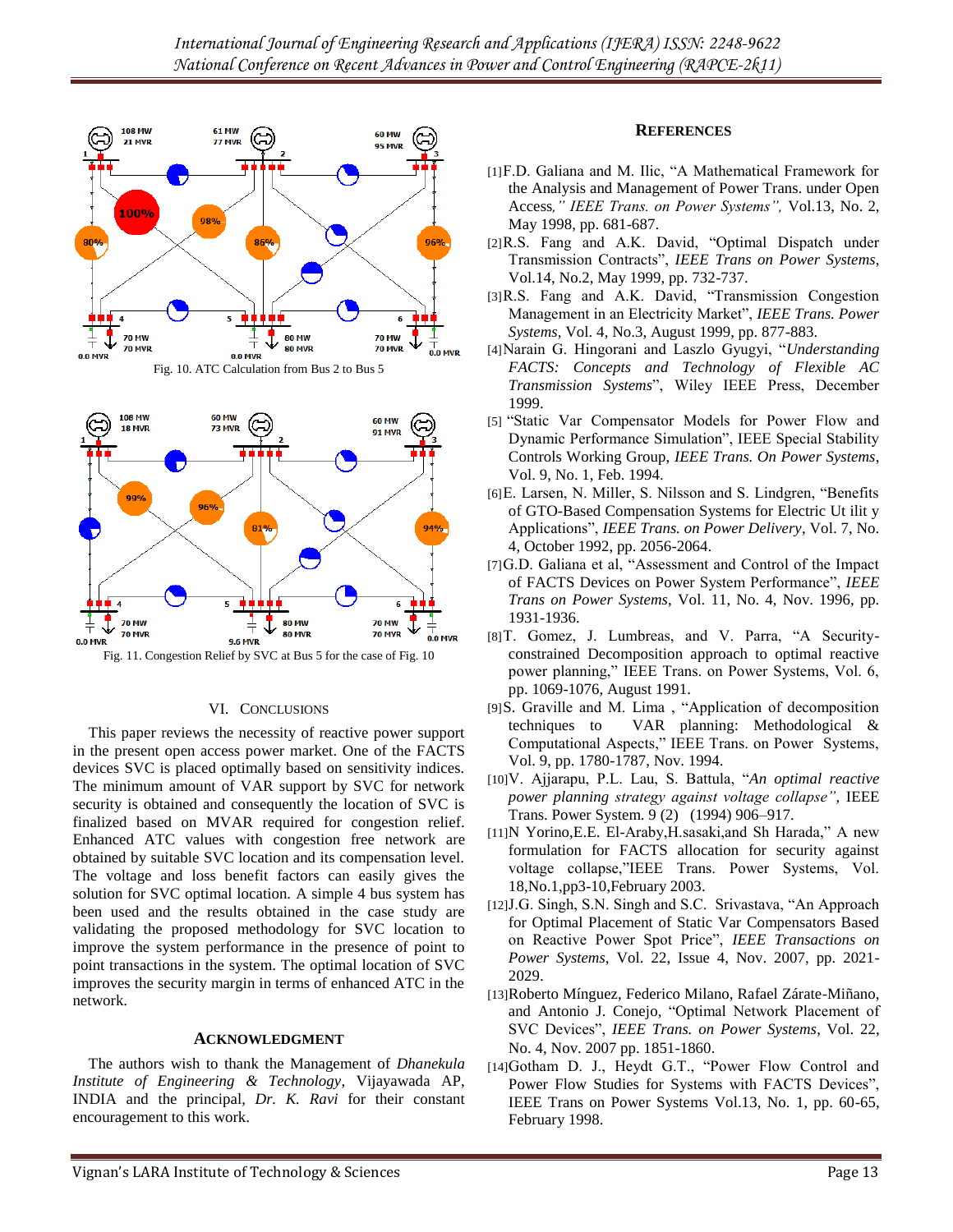Fig. 10. ATC Calculation from Bus 2 to Bus 5

Fig. 11. Congestion Relief by SVC at Bus 5 for the case of Fig. 10

## VI. Conclusions

This paper reviews the necessity of reactive power support in the present open access power market. One of the FACTS devices SVC is placed optimally based on sensitivity indices. The minimum amount of VAR support by SVC for network security is obtained and consequently the location of SVC is finalized based on MVAR required for congestion relief. Enhanced ATC values with congestion free network are obtained by suitable SVC location and its compensation level. The voltage and loss benefit factors can easily gives the solution for SVC optimal location. A simple 4 bus system has been used and the results obtained in the case study are validating the proposed methodology for SVC location to improve the system performance in the presence of point to point transactions in the system. The optimal location of SVC improves the security margin in terms of enhanced ATC in the network.

## Acknowledgment

The authors wish to thank the Management of *Dhanekula Institute of Engineering & Technology*, Vijayawada AP, INDIA and the principal, *Dr. K. Ravi* for their constant encouragement to this work.

## References

[1] F.D. Galiana and M. Ilic, "A Mathematical Framework for the Analysis and Management of Power Trans. under Open Access,*" IEEE Trans. on Power Systems",* Vol.13, No. 2, May 1998, pp. 681-687.

[2] R.S. Fang and A.K. David, "Optimal Dispatch under Transmission Contracts", *IEEE Trans on Power Systems*, Vol.14, No.2, May 1999, pp. 732-737.

[3] R.S. Fang and A.K. David, "Transmission Congestion Management in an Electricity Market", *IEEE Trans. Power Systems*, Vol. 4, No.3, August 1999, pp. 877-883.

[4] Narain G. Hingorani and Laszlo Gyugyi, "*Understanding FACTS: Concepts and Technology of Flexible AC Transmission Systems*", Wiley IEEE Press, December 1999.

[5] "Static Var Compensator Models for Power Flow and Dynamic Performance Simulation", IEEE Special Stability Controls Working Group, *IEEE Trans. On Power Systems*, Vol. 9, No. 1, Feb. 1994.

[6] E. Larsen, N. Miller, S. Nilsson and S. Lindgren, "Benefits of GTO-Based Compensation Systems for Electric Ut ilit y Applications", *IEEE Trans. on Power Delivery*, Vol. 7, No. 4, October 1992, pp. 2056-2064.

[7] G.D. Galiana et al, "Assessment and Control of the Impact of FACTS Devices on Power System Performance", *IEEE Trans on Power Systems*, Vol. 11, No. 4, Nov. 1996, pp. 1931-1936.

[8] T. Gomez, J. Lumbreas, and V. Parra, "A Security-constrained Decomposition approach to optimal reactive power planning," IEEE Trans. on Power Systems, Vol. 6, pp. 1069-1076, August 1991.

[9] S. Graville and M. Lima , "Application of decomposition techniques to VAR planning: Methodological & Computational Aspects," IEEE Trans. on Power Systems, Vol. 9, pp. 1780-1787, Nov. 1994.

[10] V. Ajjarapu, P.L. Lau, S. Battula, "*An optimal reactive power planning strategy against voltage collapse"*, IEEE Trans. Power System. 9 (2) (1994) 906–917.

[11] N Yorino,E.E. El-Araby,H.sasaki,and Sh Harada," A new formulation for FACTS allocation for security against voltage collapse,"IEEE Trans. Power Systems, Vol. 18,No.1,pp3-10,February 2003.

[12] J.G. Singh, S.N. Singh and S.C. Srivastava, "An Approach for Optimal Placement of Static Var Compensators Based on Reactive Power Spot Price", *IEEE Transactions on Power Systems*, Vol. 22, Issue 4, Nov. 2007, pp. 2021-2029.

[13] Roberto Mínguez, Federico Milano, Rafael Zárate-Miñano, and Antonio J. Conejo, "Optimal Network Placement of SVC Devices", *IEEE Trans. on Power Systems*, Vol. 22, No. 4, Nov. 2007 pp. 1851-1860.

[14] Gotham D. J., Heydt G.T., "Power Flow Control and Power Flow Studies for Systems with FACTS Devices", IEEE Trans on Power Systems Vol.13, No. 1, pp. 60-65, February 1998.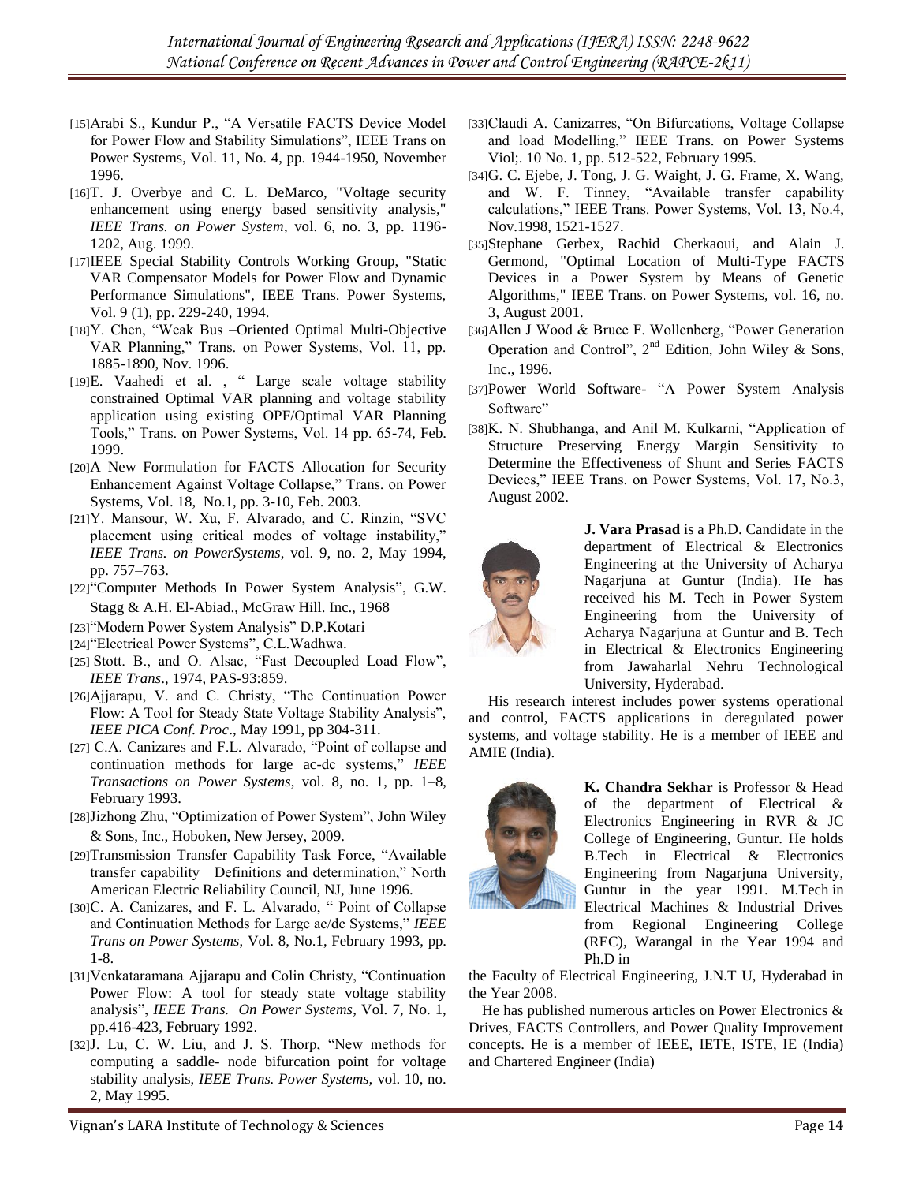[15]Arabi S., Kundur P., "A Versatile FACTS Device Model for Power Flow and Stability Simulations", IEEE Trans on Power Systems, Vol. 11, No. 4, pp. 1944-1950, November 1996.

[16]T. J. Overbye and C. L. DeMarco, "Voltage security enhancement using energy based sensitivity analysis," *IEEE Trans. on Power System*, vol. 6, no. 3, pp. 1196-1202, Aug. 1999.

[17]IEEE Special Stability Controls Working Group, "Static VAR Compensator Models for Power Flow and Dynamic Performance Simulations", IEEE Trans. Power Systems, Vol. 9 (1), pp. 229-240, 1994.

[18]Y. Chen, "Weak Bus –Oriented Optimal Multi-Objective VAR Planning," Trans. on Power Systems, Vol. 11, pp. 1885-1890, Nov. 1996.

[19]E. Vaahedi et al. , " Large scale voltage stability constrained Optimal VAR planning and voltage stability application using existing OPF/Optimal VAR Planning Tools," Trans. on Power Systems, Vol. 14 pp. 65-74, Feb. 1999.

[20]A New Formulation for FACTS Allocation for Security Enhancement Against Voltage Collapse," Trans. on Power Systems, Vol. 18, No.1, pp. 3-10, Feb. 2003.

[21]Y. Mansour, W. Xu, F. Alvarado, and C. Rinzin, "SVC placement using critical modes of voltage instability," *IEEE Trans. on PowerSystems*, vol. 9, no. 2, May 1994, pp. 757–763.

[22]"Computer Methods In Power System Analysis", G.W. Stagg & A.H. El-Abiad., McGraw Hill. Inc., 1968

[23]"Modern Power System Analysis" D.P.Kotari

[24]"Electrical Power Systems", C.L.Wadhwa.

[25] Stott. B., and O. Alsac, "Fast Decoupled Load Flow", *IEEE Trans*., 1974, PAS-93:859.

[26]Ajjarapu, V. and C. Christy, "The Continuation Power Flow: A Tool for Steady State Voltage Stability Analysis", *IEEE PICA Conf. Proc*., May 1991, pp 304-311.

[27] C.A. Canizares and F.L. Alvarado, "Point of collapse and continuation methods for large ac-dc systems," *IEEE Transactions on Power Systems*, vol. 8, no. 1, pp. 1–8, February 1993.

[28]Jizhong Zhu, "Optimization of Power System", John Wiley & Sons, Inc., Hoboken, New Jersey, 2009.

[29]Transmission Transfer Capability Task Force, "Available transfer capability Definitions and determination," North American Electric Reliability Council, NJ, June 1996.

[30]C. A. Canizares, and F. L. Alvarado, " Point of Collapse and Continuation Methods for Large ac/dc Systems," *IEEE Trans on Power Systems*, Vol. 8, No.1, February 1993, pp. 1-8.

[31]Venkataramana Ajjarapu and Colin Christy, "Continuation Power Flow: A tool for steady state voltage stability analysis", *IEEE Trans. On Power Systems*, Vol. 7, No. 1, pp.416-423, February 1992.

[32]J. Lu, C. W. Liu, and J. S. Thorp, "New methods for computing a saddle- node bifurcation point for voltage stability analysis, *IEEE Trans. Power Systems,* vol. 10, no. 2, May 1995.

[33]Claudi A. Canizarres, "On Bifurcations, Voltage Collapse and load Modelling," IEEE Trans. on Power Systems Viol;. 10 No. 1, pp. 512-522, February 1995.

[34]G. C. Ejebe, J. Tong, J. G. Waight, J. G. Frame, X. Wang, and W. F. Tinney, "Available transfer capability calculations," IEEE Trans. Power Systems, Vol. 13, No.4, Nov.1998, 1521-1527.

[35]Stephane Gerbex, Rachid Cherkaoui, and Alain J. Germond, "Optimal Location of Multi-Type FACTS Devices in a Power System by Means of Genetic Algorithms," IEEE Trans. on Power Systems, vol. 16, no. 3, August 2001.

[36]Allen J Wood & Bruce F. Wollenberg, "Power Generation Operation and Control", 2nd Edition, John Wiley & Sons, Inc., 1996.

[37]Power World Software- "A Power System Analysis Software"

[38]K. N. Shubhanga, and Anil M. Kulkarni, "Application of Structure Preserving Energy Margin Sensitivity to Determine the Effectiveness of Shunt and Series FACTS Devices," IEEE Trans. on Power Systems, Vol. 17, No.3, August 2002.

**J. Vara Prasad** is a Ph.D. Candidate in the department of Electrical & Electronics Engineering at the University of Acharya Nagarjuna at Guntur (India). He has received his M. Tech in Power System Engineering from the University of Acharya Nagarjuna at Guntur and B. Tech in Electrical & Electronics Engineering from Jawaharlal Nehru Technological University, Hyderabad.

His research interest includes power systems operational and control, FACTS applications in deregulated power systems, and voltage stability. He is a member of IEEE and AMIE (India).

**K. Chandra Sekhar** is Professor & Head of the department of Electrical & Electronics Engineering in RVR & JC College of Engineering, Guntur. He holds B.Tech in Electrical & Electronics Engineering from Nagarjuna University, Guntur in the year 1991. M.Tech in Electrical Machines & Industrial Drives from Regional Engineering College (REC), Warangal in the Year 1994 and Ph.D in the Faculty of Electrical Engineering, J.N.T U, Hyderabad in the Year 2008.

He has published numerous articles on Power Electronics & Drives, FACTS Controllers, and Power Quality Improvement concepts. He is a member of IEEE, IETE, ISTE, IE (India) and Chartered Engineer (India)